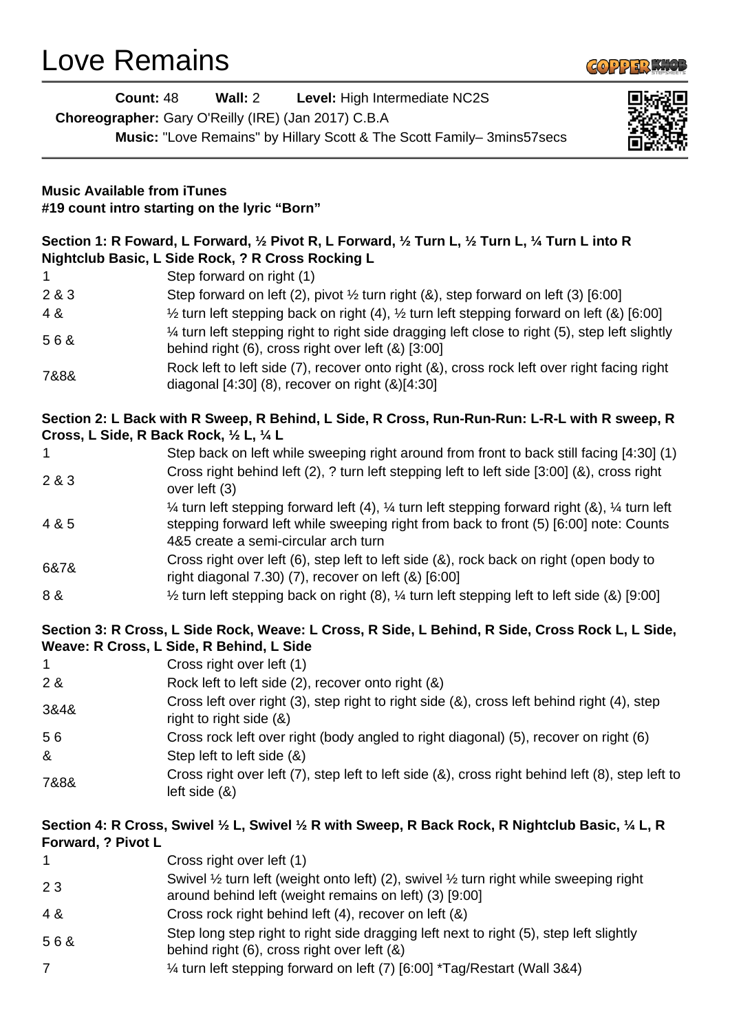# Love Remains

**Count:** 48 **Wall:** 2 **Level:** High Intermediate NC2S

**Choreographer:** Gary O'Reilly (IRE) (Jan 2017) C.B.A

**Music:** "Love Remains" by Hillary Scott & The Scott Family– 3mins57secs

**Music Available from iTunes**
**#19 count intro starting on the lyric "Born"**

**Section 1: R Foward, L Forward, ½ Pivot R, L Forward, ½ Turn L, ½ Turn L, ¼ Turn L into R Nightclub Basic, L Side Rock, ? R Cross Rocking L**

| | |
|---|---|
| 1 | Step forward on right (1) |
| 2 & 3 | Step forward on left (2), pivot ½ turn right (&), step forward on left (3) [6:00] |
| 4 & | ½ turn left stepping back on right (4), ½ turn left stepping forward on left (&) [6:00] |
| 5 6 & | ¼ turn left stepping right to right side dragging left close to right (5), step left slightly behind right (6), cross right over left (&) [3:00] |
| 7&8& | Rock left to left side (7), recover onto right (&), cross rock left over right facing right diagonal [4:30] (8), recover on right (&)[4:30] |

**Section 2: L Back with R Sweep, R Behind, L Side, R Cross, Run-Run-Run: L-R-L with R sweep, R Cross, L Side, R Back Rock, ½ L, ¼ L**

| | |
|---|---|
| 1 | Step back on left while sweeping right around from front to back still facing [4:30] (1) |
| 2 & 3 | Cross right behind left (2), ? turn left stepping left to left side [3:00] (&), cross right over left (3) |
| 4 & 5 | ¼ turn left stepping forward left (4), ¼ turn left stepping forward right (&), ¼ turn left stepping forward left while sweeping right from back to front (5) [6:00] note: Counts 4&5 create a semi-circular arch turn |
| 6&7& | Cross right over left (6), step left to left side (&), rock back on right (open body to right diagonal 7.30) (7), recover on left (&) [6:00] |
| 8 & | ½ turn left stepping back on right (8), ¼ turn left stepping left to left side (&) [9:00] |

**Section 3: R Cross, L Side Rock, Weave: L Cross, R Side, L Behind, R Side, Cross Rock L, L Side, Weave: R Cross, L Side, R Behind, L Side**

| | |
|---|---|
| 1 | Cross right over left (1) |
| 2 & | Rock left to left side (2), recover onto right (&) |
| 3&4& | Cross left over right (3), step right to right side (&), cross left behind right (4), step right to right side (&) |
| 5 6 | Cross rock left over right (body angled to right diagonal) (5), recover on right (6) |
| & | Step left to left side (&) |
| 7&8& | Cross right over left (7), step left to left side (&), cross right behind left (8), step left to left side (&) |

**Section 4: R Cross, Swivel ½ L, Swivel ½ R with Sweep, R Back Rock, R Nightclub Basic, ¼ L, R Forward, ? Pivot L**

| | |
|---|---|
| 1 | Cross right over left (1) |
| 2 3 | Swivel ½ turn left (weight onto left) (2), swivel ½ turn right while sweeping right around behind left (weight remains on left) (3) [9:00] |
| 4 & | Cross rock right behind left (4), recover on left (&) |
| 5 6 & | Step long step right to right side dragging left next to right (5), step left slightly behind right (6), cross right over left (&) |
| 7 | ¼ turn left stepping forward on left (7) [6:00] *Tag/Restart (Wall 3&4) |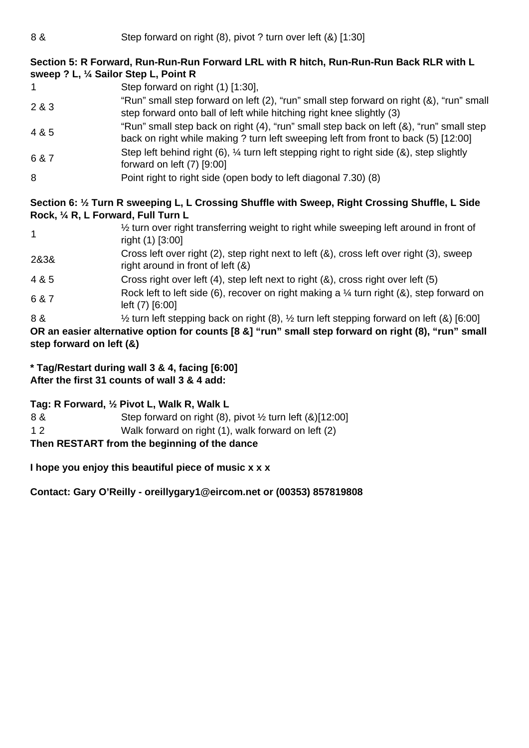8 & Step forward on right (8), pivot ? turn over left (&) [1:30]

**Section 5: R Forward, Run-Run-Run Forward LRL with R hitch, Run-Run-Run Back RLR with L sweep ? L, ¼ Sailor Step L, Point R**

| | |
|---|---|
| 1 | Step forward on right (1) [1:30], |
| 2 & 3 | "Run" small step forward on left (2), "run" small step forward on right (&), "run" small step forward onto ball of left while hitching right knee slightly (3) |
| 4 & 5 | "Run" small step back on right (4), "run" small step back on left (&), "run" small step back on right while making ? turn left sweeping left from front to back (5) [12:00] |
| 6 & 7 | Step left behind right (6), ¼ turn left stepping right to right side (&), step slightly forward on left (7) [9:00] |
| 8 | Point right to right side (open body to left diagonal 7.30) (8) |

**Section 6: ½ Turn R sweeping L, L Crossing Shuffle with Sweep, Right Crossing Shuffle, L Side Rock, ¼ R, L Forward, Full Turn L**

| | |
|---|---|
| 1 | ½ turn over right transferring weight to right while sweeping left around in front of right (1) [3:00] |
| 2&3& | Cross left over right (2), step right next to left (&), cross left over right (3), sweep right around in front of left (&) |
| 4 & 5 | Cross right over left (4), step left next to right (&), cross right over left (5) |
| 6 & 7 | Rock left to left side (6), recover on right making a ¼ turn right (&), step forward on left (7) [6:00] |
| 8 & | ½ turn left stepping back on right (8), ½ turn left stepping forward on left (&) [6:00] |

**OR an easier alternative option for counts [8 &] "run" small step forward on right (8), "run" small step forward on left (&)**

**\* Tag/Restart during wall 3 & 4, facing [6:00]**
**After the first 31 counts of wall 3 & 4 add:**

**Tag: R Forward, ½ Pivot L, Walk R, Walk L**

| | |
|---|---|
| 8 & | Step forward on right (8), pivot ½ turn left (&)[12:00] |
| 1 2 | Walk forward on right (1), walk forward on left (2) |

**Then RESTART from the beginning of the dance**

**I hope you enjoy this beautiful piece of music x x x**

**Contact: Gary O'Reilly - oreillygary1@eircom.net or (00353) 857819808**